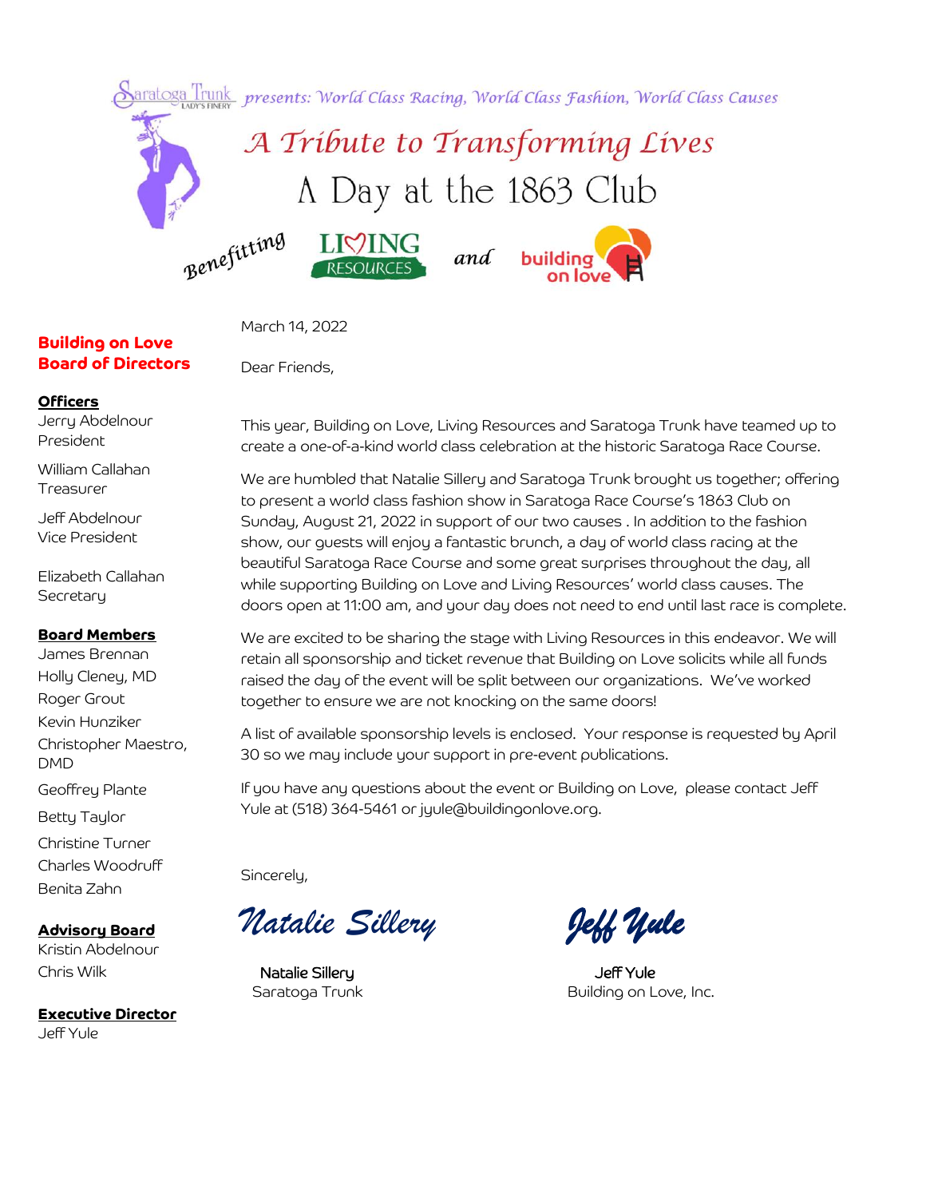Saratoga Trunk LADY'S FINERY *presents: World Class Racing, World Class Fashion, World Class Causes*

# *A Tribute to Transforming Lives*

## A Day at the 1863 Club

*Benefitting* LIVING RESOURCES *and* building on love

March 14, 2022

Dear Friends,

This year, Building on Love, Living Resources and Saratoga Trunk have teamed up to create a one-of-a-kind world class celebration at the historic Saratoga Race Course.

We are humbled that Natalie Sillery and Saratoga Trunk brought us together; offering to present a world class fashion show in Saratoga Race Course's 1863 Club on Sunday, August 21, 2022 in support of our two causes . In addition to the fashion show, our guests will enjoy a fantastic brunch, a day of world class racing at the beautiful Saratoga Race Course and some great surprises throughout the day, all while supporting Building on Love and Living Resources' world class causes. The doors open at 11:00 am, and your day does not need to end until last race is complete.

We are excited to be sharing the stage with Living Resources in this endeavor. We will retain all sponsorship and ticket revenue that Building on Love solicits while all funds raised the day of the event will be split between our organizations. We've worked together to ensure we are not knocking on the same doors!

A list of available sponsorship levels is enclosed. Your response is requested by April 30 so we may include your support in pre-event publications.

If you have any questions about the event or Building on Love, please contact Jeff Yule at (518) 364-5461 or jyule@buildingonlove.org.

Sincerely,

*Natalie Sillery* — *Jeff Yule*

Natalie Sillery
Saratoga Trunk

Jeff Yule
Building on Love, Inc.

---

**Building on Love Board of Directors**

**Officers**

Jerry Abdelnour
President

William Callahan
Treasurer

Jeff Abdelnour
Vice President

Elizabeth Callahan
Secretary

**Board Members**

James Brennan
Holly Cleney, MD
Roger Grout
Kevin Hunziker
Christopher Maestro, DMD
Geoffrey Plante
Betty Taylor
Christine Turner
Charles Woodruff
Benita Zahn

**Advisory Board**

Kristin Abdelnour
Chris Wilk

**Executive Director**

Jeff Yule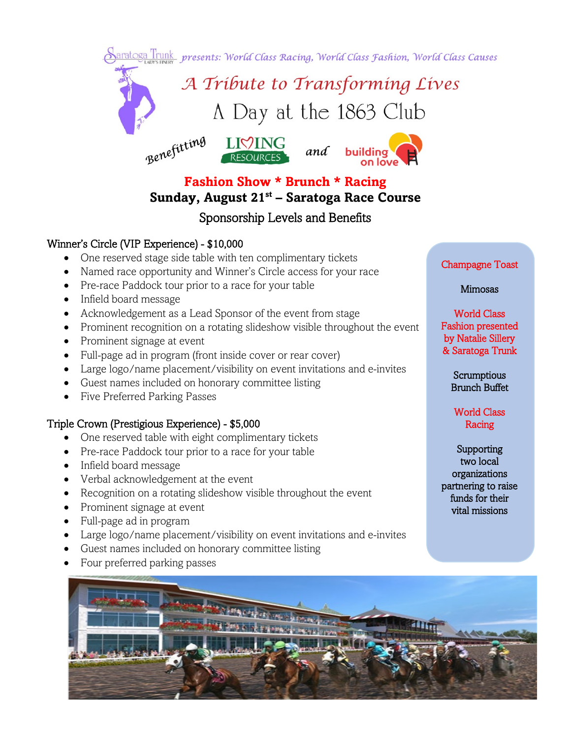Saratoga Trunk presents: World Class Racing, World Class Fashion, World Class Causes

# A Tribute to Transforming Lives

## A Day at the 1863 Club

Benefitting LIVING RESOURCES and building on love

**Fashion Show * Brunch * Racing**

**Sunday, August 21st – Saratoga Race Course**

Sponsorship Levels and Benefits

### Winner's Circle (VIP Experience) - $10,000

- One reserved stage side table with ten complimentary tickets
- Named race opportunity and Winner's Circle access for your race
- Pre-race Paddock tour prior to a race for your table
- Infield board message
- Acknowledgement as a Lead Sponsor of the event from stage
- Prominent recognition on a rotating slideshow visible throughout the event
- Prominent signage at event
- Full-page ad in program (front inside cover or rear cover)
- Large logo/name placement/visibility on event invitations and e-invites
- Guest names included on honorary committee listing
- Five Preferred Parking Passes

### Triple Crown (Prestigious Experience) - $5,000

- One reserved table with eight complimentary tickets
- Pre-race Paddock tour prior to a race for your table
- Infield board message
- Verbal acknowledgement at the event
- Recognition on a rotating slideshow visible throughout the event
- Prominent signage at event
- Full-page ad in program
- Large logo/name placement/visibility on event invitations and e-invites
- Guest names included on honorary committee listing
- Four preferred parking passes

Champagne Toast

Mimosas

World Class Fashion presented by Natalie Sillery & Saratoga Trunk

Scrumptious Brunch Buffet

World Class Racing

Supporting two local organizations partnering to raise funds for their vital missions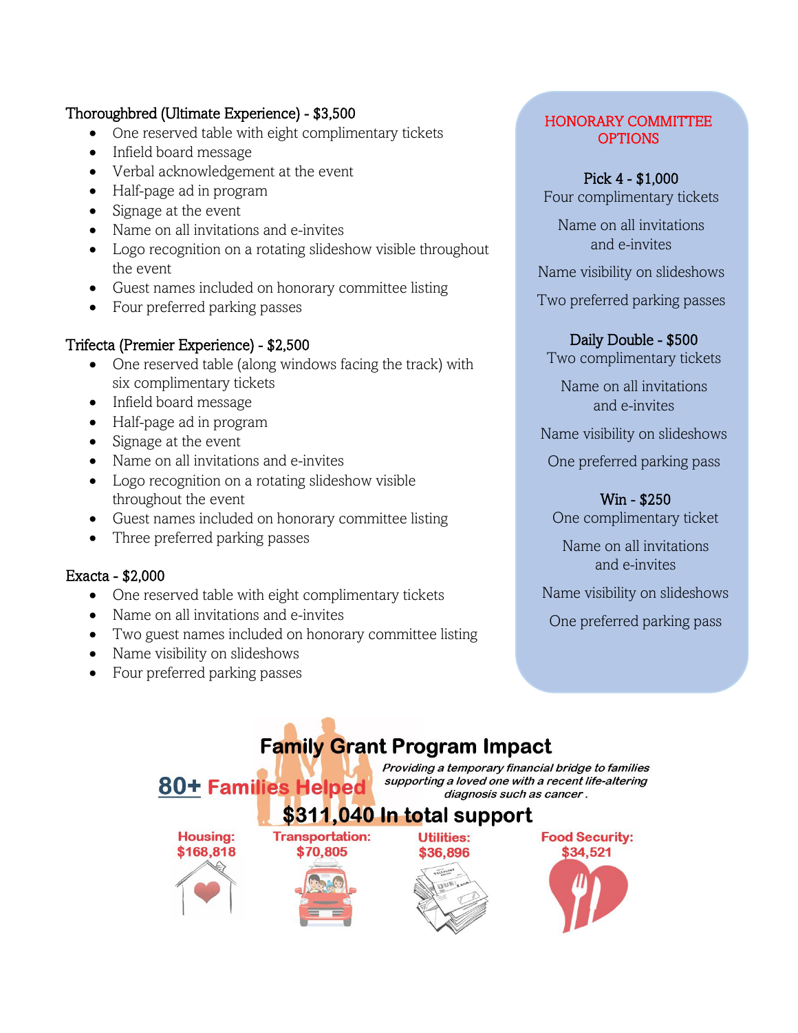### Thoroughbred (Ultimate Experience) - $3,500

- One reserved table with eight complimentary tickets
- Infield board message
- Verbal acknowledgement at the event
- Half-page ad in program
- Signage at the event
- Name on all invitations and e-invites
- Logo recognition on a rotating slideshow visible throughout the event
- Guest names included on honorary committee listing
- Four preferred parking passes

### Trifecta (Premier Experience) - $2,500

- One reserved table (along windows facing the track) with six complimentary tickets
- Infield board message
- Half-page ad in program
- Signage at the event
- Name on all invitations and e-invites
- Logo recognition on a rotating slideshow visible throughout the event
- Guest names included on honorary committee listing
- Three preferred parking passes

### Exacta - $2,000

- One reserved table with eight complimentary tickets
- Name on all invitations and e-invites
- Two guest names included on honorary committee listing
- Name visibility on slideshows
- Four preferred parking passes

## HONORARY COMMITTEE OPTIONS

### Pick 4 - $1,000

Four complimentary tickets

Name on all invitations and e-invites

Name visibility on slideshows

Two preferred parking passes

### Daily Double - $500

Two complimentary tickets

Name on all invitations and e-invites

Name visibility on slideshows

One preferred parking pass

### Win - $250

One complimentary ticket

Name on all invitations and e-invites

Name visibility on slideshows

One preferred parking pass

## Family Grant Program Impact

**80+ Families Helped**

*Providing a temporary financial bridge to families supporting a loved one with a recent life-altering diagnosis such as cancer .*

**$311,040 In total support**

**Housing:** $168,818

**Transportation:** $70,805

**Utilities:** $36,896

**Food Security:** $34,521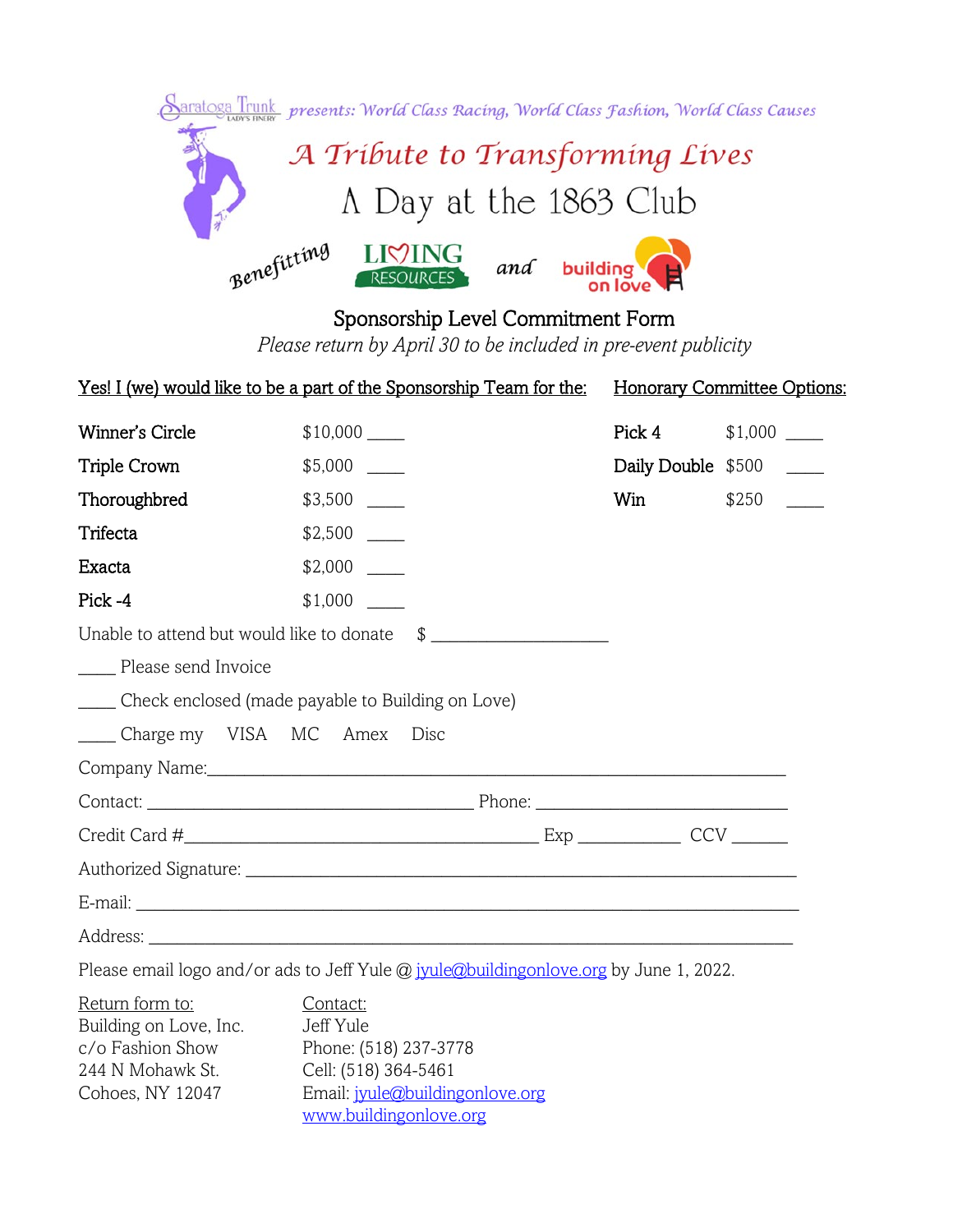Saratoga Trunk LADY'S FINERY *presents: World Class Racing, World Class Fashion, World Class Causes*

# *A Tribute to Transforming Lives*

## A Day at the 1863 Club

*Benefitting* LIVING RESOURCES *and* building on love

### Sponsorship Level Commitment Form

*Please return by April 30 to be included in pre-event publicity*

| Yes! I (we) would like to be a part of the Sponsorship Team for the: | | | Honorary Committee Options: | | |
|---|---|---|---|---|---|
| Winner's Circle | $10,000 | ____ | Pick 4 | $1,000 | ____ |
| Triple Crown | $5,000 | ____ | Daily Double | $500 | ____ |
| Thoroughbred | $3,500 | ____ | Win | $250 | ____ |
| Trifecta | $2,500 | ____ | | | |
| Exacta | $2,000 | ____ | | | |
| Pick -4 | $1,000 | ____ | | | |

Unable to attend but would like to donate $ ____________________

____ Please send Invoice

____ Check enclosed (made payable to Building on Love)

____ Charge my VISA MC Amex Disc

Company Name:_________________________________________________________________

Contact: ____________________________________ Phone: ____________________________

Credit Card #_______________________________________ Exp ___________ CCV ______

Authorized Signature: __________________________________________________________

E-mail: ______________________________________________________________________

Address: _____________________________________________________________________

Please email logo and/or ads to Jeff Yule @ jyule@buildingonlove.org by June 1, 2022.

Return form to:
Building on Love, Inc.
c/o Fashion Show
244 N Mohawk St.
Cohoes, NY 12047

Contact:
Jeff Yule
Phone: (518) 237-3778
Cell: (518) 364-5461
Email: jyule@buildingonlove.org
www.buildingonlove.org